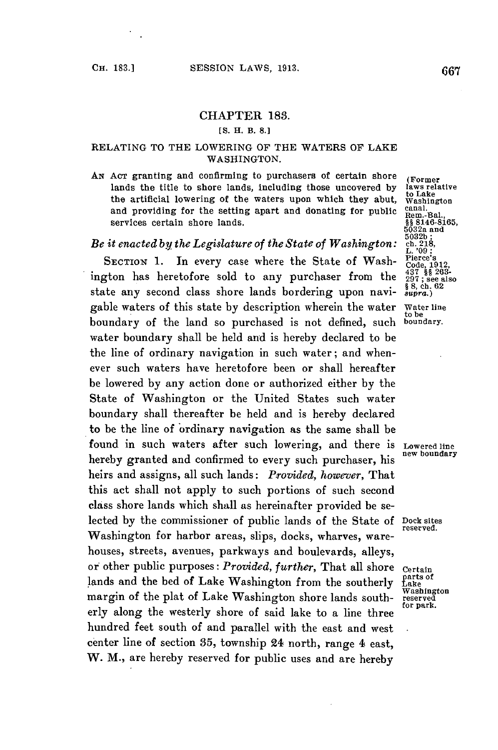# CHAPTER 183.

[S. H. B. 8.]

## RELATING TO THE LOWERING OF THE WATERS OF LAKE WASHINGTON.

AN ACT granting and confirming to purchasers of certain shore lands the title to shore lands, including those uncovered by the artificial lowering of the waters upon which they abut, and providing for the setting apart and donating for public services certain shore lands.

(Former laws relative to Lake Washington canal. Rem.-Bal., §§ 8146-8165, 5032a and 5032b; ch. 218, L. '09; Pierce's Code, 1912, 437 §§ 263-297; see also § 8, ch. 62 *supra.*)

*Be it enacted by the Legislature of the State of Washington:*

SECTION 1. In every case where the State of Washington has heretofore sold to any purchaser from the state any second class shore lands bordering upon navigable waters of this state by description wherein the water boundary of the land so purchased is not defined, such water boundary shall be held and is hereby declared to be the line of ordinary navigation in such water; and whenever such waters have heretofore been or shall hereafter be lowered by any action done or authorized either by the State of Washington or the United States such water boundary shall thereafter be held and is hereby declared to be the line of ordinary navigation as the same shall be found in such waters after such lowering, and there is hereby granted and confirmed to every such purchaser, his heirs and assigns, all such lands: *Provided, however,* That this act shall not apply to such portions of such second class shore lands which shall as hereinafter provided be selected by the commissioner of public lands of the State of Washington for harbor areas, slips, docks, wharves, warehouses, streets, avenues, parkways and boulevards, alleys, or other public purposes: *Provided, further,* That all shore lands and the bed of Lake Washington from the southerly margin of the plat of Lake Washington shore lands southerly along the westerly shore of said lake to a line three hundred feet south of and parallel with the east and west center line of section 35, township 24 north, range 4 east, W. M., are hereby reserved for public uses and are hereby

Water line to be boundary.

Lowered line new boundary

Dock sites reserved.

Certain parts of Lake Washington reserved for park.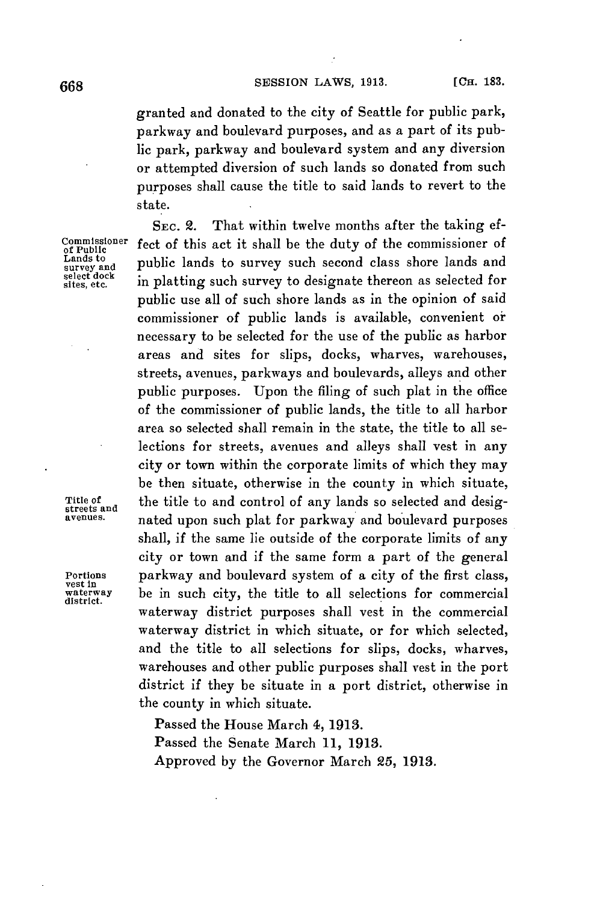granted and donated to the city of Seattle for public park, parkway and boulevard purposes, and as a part of its public park, parkway and boulevard system and any diversion or attempted diversion of such lands so donated from such purposes shall cause the title to said lands to revert to the state.

Commissioner of Public Lands to survey and select dock sites, etc.

SEC. 2. That within twelve months after the taking effect of this act it shall be the duty of the commissioner of public lands to survey such second class shore lands and in platting such survey to designate thereon as selected for public use all of such shore lands as in the opinion of said commissioner of public lands is available, convenient or necessary to be selected for the use of the public as harbor areas and sites for slips, docks, wharves, warehouses, streets, avenues, parkways and boulevards, alleys and other public purposes. Upon the filing of such plat in the office of the commissioner of public lands, the title to all harbor area so selected shall remain in the state, the title to all selections for streets, avenues and alleys shall vest in any city or town within the corporate limits of which they may be then situate, otherwise in the county in which situate, the title to and control of any lands so selected and designated upon such plat for parkway and boulevard purposes shall, if the same lie outside of the corporate limits of any city or town and if the same form a part of the general parkway and boulevard system of a city of the first class, be in such city, the title to all selections for commercial waterway district purposes shall vest in the commercial waterway district in which situate, or for which selected, and the title to all selections for slips, docks, wharves, warehouses and other public purposes shall vest in the port district if they be situate in a port district, otherwise in the county in which situate.

Title of streets and avenues.

Portions vest in waterway district.

Passed the House March 4, 1913.

Passed the Senate March 11, 1913.

Approved by the Governor March 25, 1913.